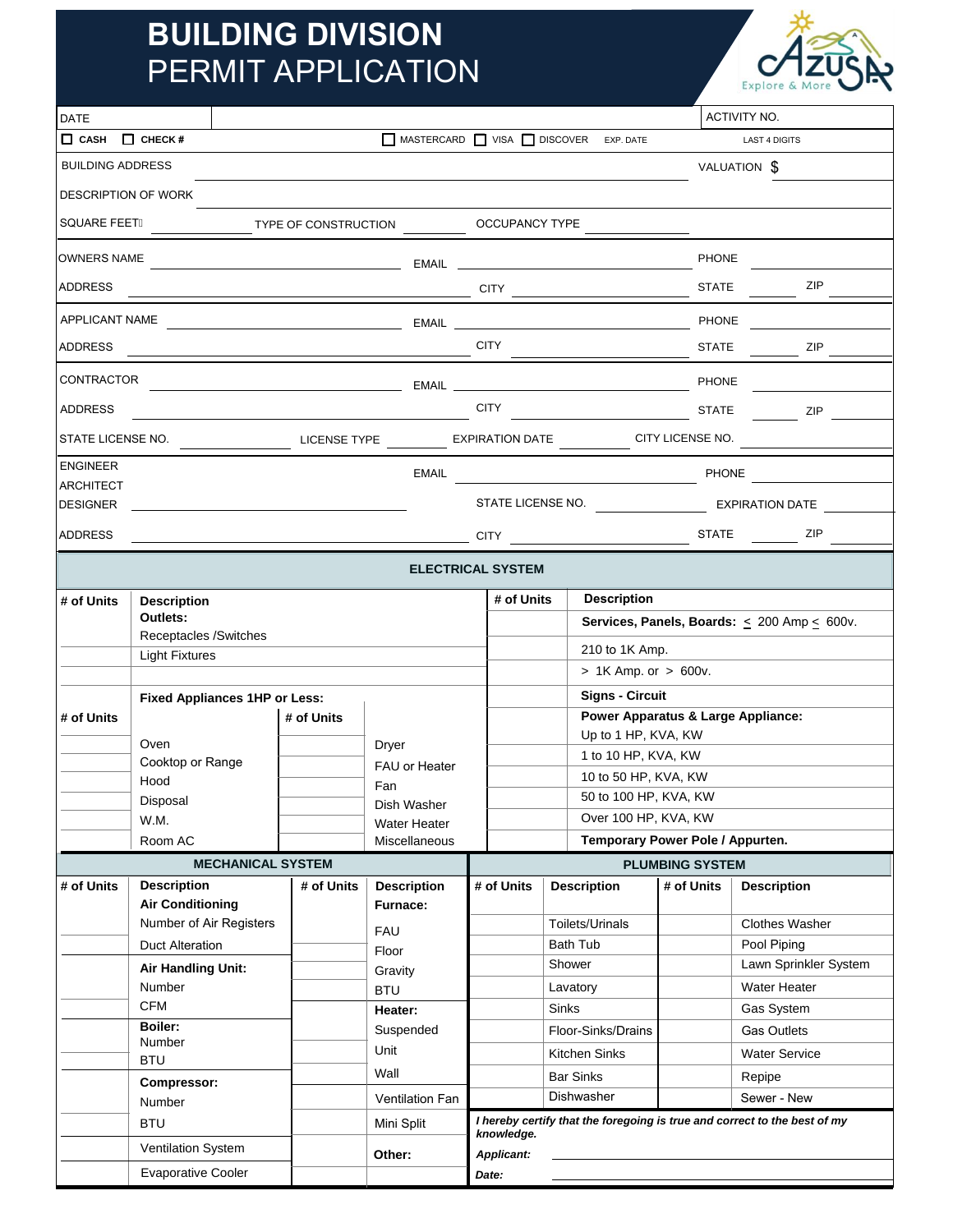# BUILDING DIVISION
## PERMIT APPLICATION

Azusa — Explore & More

| DATE | | ACTIVITY NO. |
|---|---|---|
| ☐ CASH ☐ CHECK # | ☐ MASTERCARD ☐ VISA ☐ DISCOVER EXP. DATE | LAST 4 DIGITS |

BUILDING ADDRESS ____________________ VALUATION $ ________

DESCRIPTION OF WORK ____________________

SQUARE FEET ________ TYPE OF CONSTRUCTION ________ OCCUPANCY TYPE ________

OWNERS NAME ________ EMAIL ________ PHONE ________

ADDRESS ________ CITY ________ STATE ________ ZIP ________

APPLICANT NAME ________ EMAIL ________ PHONE ________

ADDRESS ________ CITY ________ STATE ________ ZIP ________

CONTRACTOR ________ EMAIL ________ PHONE ________

ADDRESS ________ CITY ________ STATE ________ ZIP ________

STATE LICENSE NO. ________ LICENSE TYPE ________ EXPIRATION DATE ________ CITY LICENSE NO. ________

ENGINEER / ARCHITECT / DESIGNER ________ EMAIL ________ PHONE ________

STATE LICENSE NO. ________ EXPIRATION DATE ________

ADDRESS ________ CITY ________ STATE ________ ZIP ________

## ELECTRICAL SYSTEM

| # of Units | Description | # of Units | Description |
|---|---|---|---|
| | **Outlets:** | | **Services, Panels, Boards:** ≤ 200 Amp ≤ 600v. |
| | Receptacles /Switches | | 210 to 1K Amp. |
| | Light Fixtures | | > 1K Amp. or > 600v. |
| | | | **Signs - Circuit** |

| # of Units | Fixed Appliances 1HP or Less: | # of Units | | # of Units | Description |
|---|---|---|---|---|---|
| | | | | | **Power Apparatus & Large Appliance:** |
| | Oven | | Dryer | | Up to 1 HP, KVA, KW |
| | Cooktop or Range | | FAU or Heater | | 1 to 10 HP, KVA, KW |
| | Hood | | Fan | | 10 to 50 HP, KVA, KW |
| | Disposal | | Dish Washer | | 50 to 100 HP, KVA, KW |
| | W.M. | | Water Heater | | Over 100 HP, KVA, KW |
| | Room AC | | Miscellaneous | | **Temporary Power Pole / Appurten.** |

## MECHANICAL SYSTEM

| # of Units | Description | # of Units | Description |
|---|---|---|---|
| | **Air Conditioning** | | **Furnace:** |
| | Number of Air Registers | | FAU |
| | Duct Alteration | | Floor |
| | **Air Handling Unit:** | | Gravity |
| | Number | | BTU |
| | CFM | | **Heater:** |
| | **Boiler:** Number | | Suspended |
| | BTU | | Unit |
| | **Compressor:** | | Wall |
| | Number | | Ventilation Fan |
| | BTU | | Mini Split |
| | Ventilation System | | **Other:** |
| | Evaporative Cooler | | |

## PLUMBING SYSTEM

| # of Units | Description | # of Units | Description |
|---|---|---|---|
| | Toilets/Urinals | | Clothes Washer |
| | Bath Tub | | Pool Piping |
| | Shower | | Lawn Sprinkler System |
| | Lavatory | | Water Heater |
| | Sinks | | Gas System |
| | Floor-Sinks/Drains | | Gas Outlets |
| | Kitchen Sinks | | Water Service |
| | Bar Sinks | | Repipe |
| | Dishwasher | | Sewer - New |

***I hereby certify that the foregoing is true and correct to the best of my knowledge.***

***Applicant:*** ____________________

***Date:*** ____________________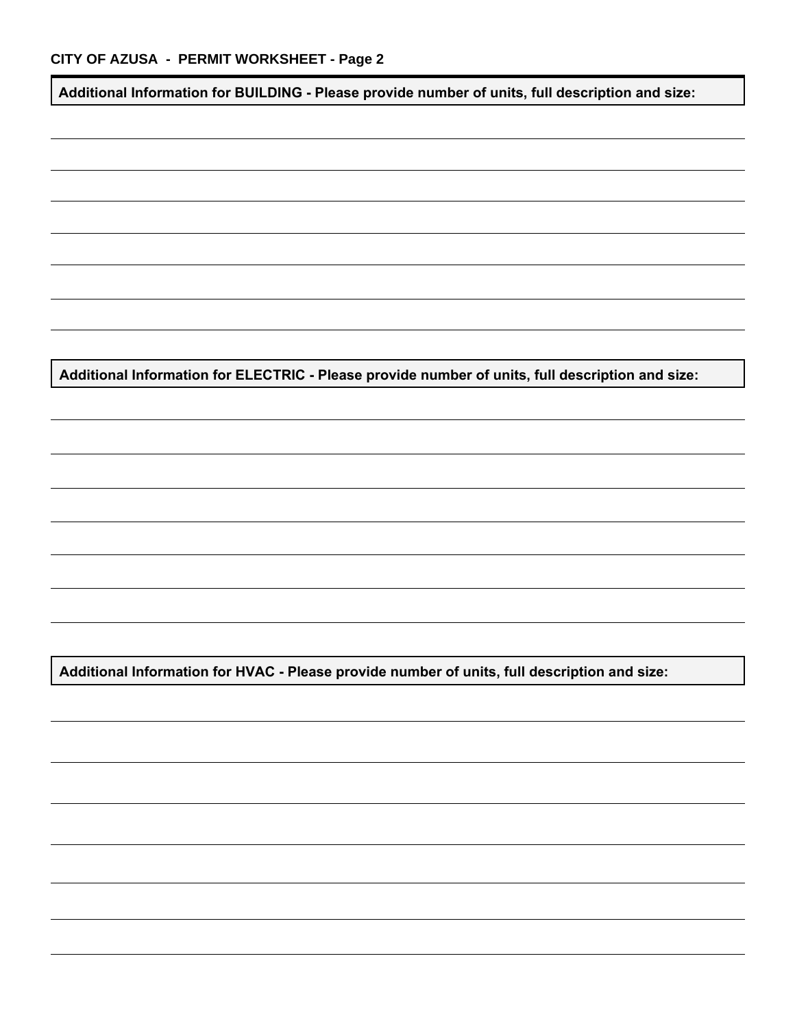**CITY OF AZUSA - PERMIT WORKSHEET - Page 2**

**Additional Information for BUILDING - Please provide number of units, full description and size:**

**Additional Information for ELECTRIC - Please provide number of units, full description and size:**

**Additional Information for HVAC - Please provide number of units, full description and size:**